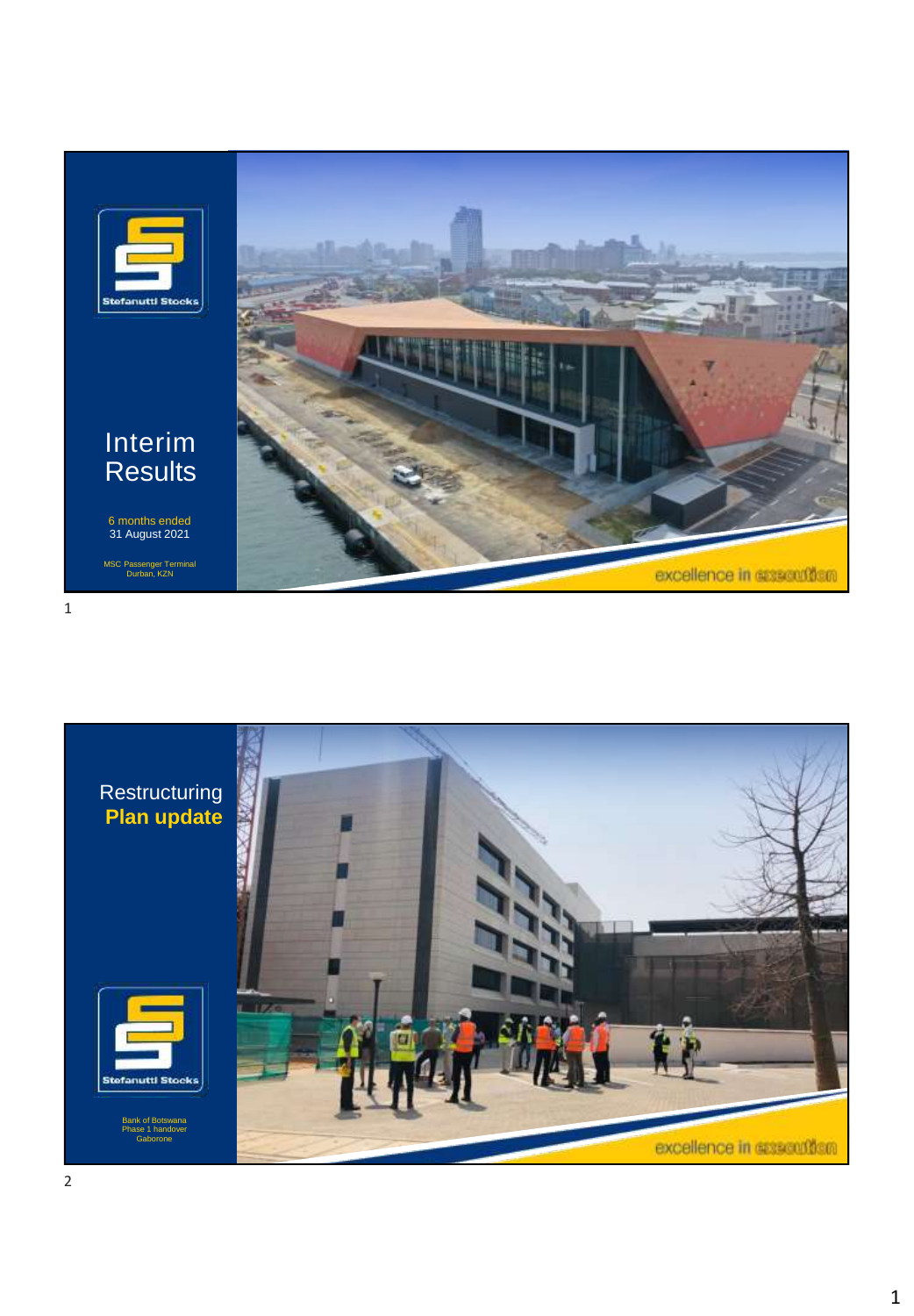Stefanutti Stocks

# Interim Results

6 months ended
31 August 2021

MSC Passenger Terminal
Durban, KZN

excellence in execution

# Restructuring Plan update

Stefanutti Stocks

Bank of Botswana
Phase 1 handover
Gaborone

excellence in execution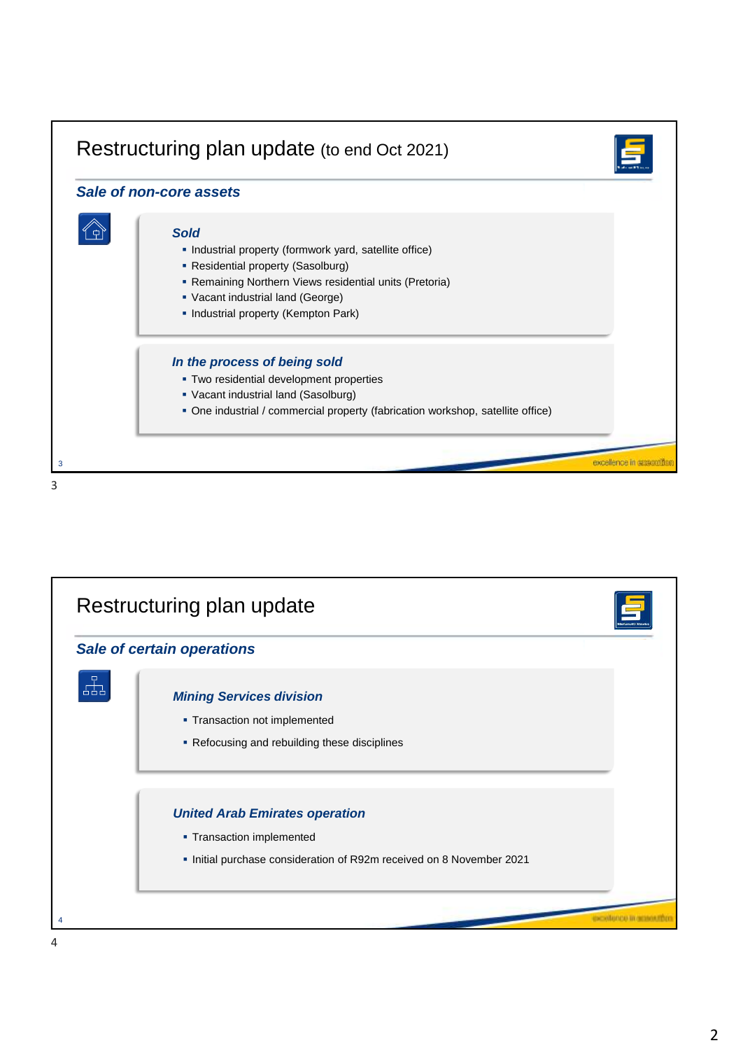# Restructuring plan update (to end Oct 2021)

## *Sale of non-core assets*

### *Sold*

- Industrial property (formwork yard, satellite office)
- Residential property (Sasolburg)
- Remaining Northern Views residential units (Pretoria)
- Vacant industrial land (George)
- Industrial property (Kempton Park)

### *In the process of being sold*

- Two residential development properties
- Vacant industrial land (Sasolburg)
- One industrial / commercial property (fabrication workshop, satellite office)

excellence in execution

# Restructuring plan update

## *Sale of certain operations*

### *Mining Services division*

- Transaction not implemented
- Refocusing and rebuilding these disciplines

### *United Arab Emirates operation*

- Transaction implemented
- Initial purchase consideration of R92m received on 8 November 2021

excellence in execution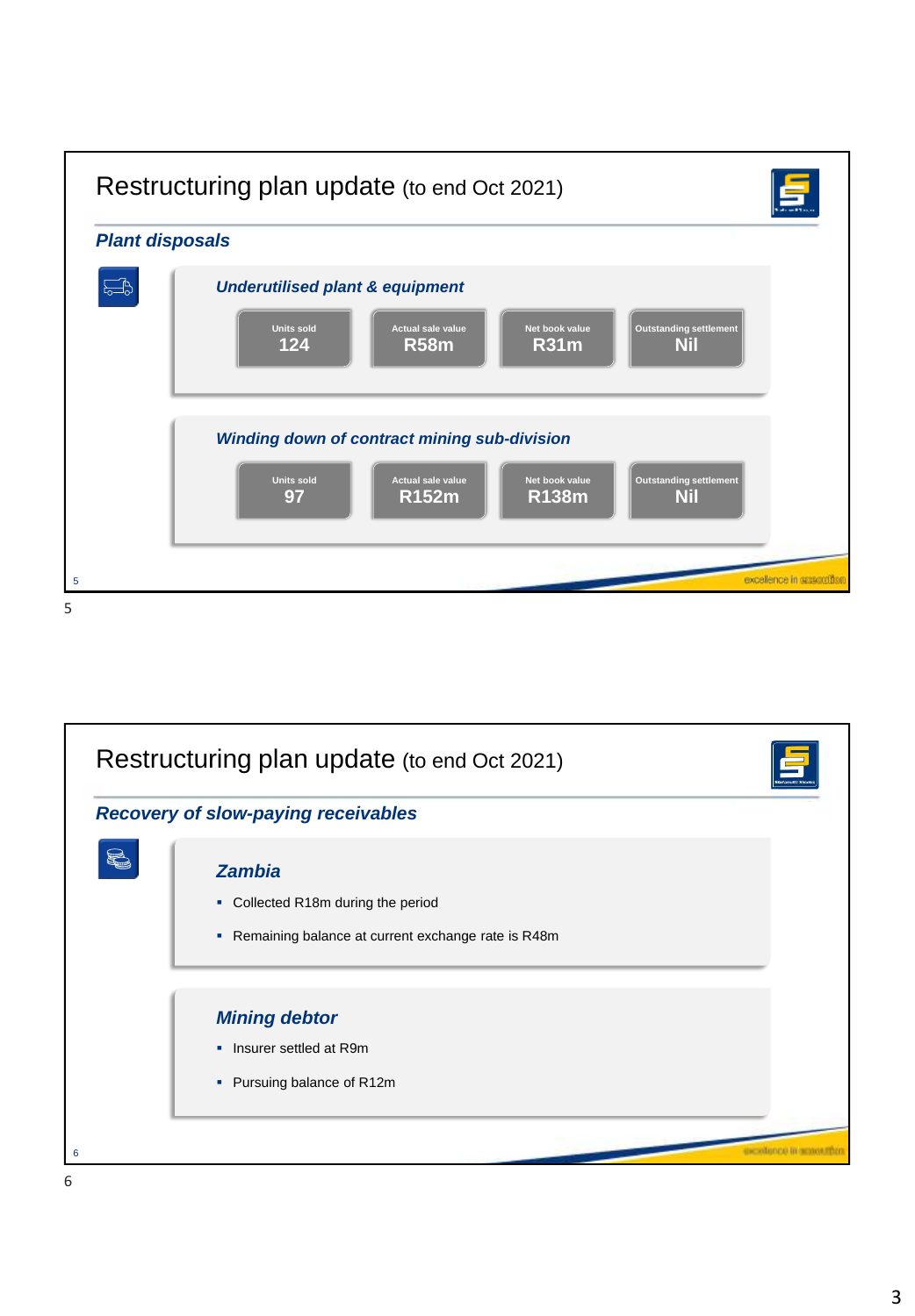# Restructuring plan update (to end Oct 2021)

## *Plant disposals*

### *Underutilised plant & equipment*

| Units sold | Actual sale value | Net book value | Outstanding settlement |
|---|---|---|---|
| 124 | R58m | R31m | Nil |

### *Winding down of contract mining sub-division*

| Units sold | Actual sale value | Net book value | Outstanding settlement |
|---|---|---|---|
| 97 | R152m | R138m | Nil |

excellence in execution

# Restructuring plan update (to end Oct 2021)

## *Recovery of slow-paying receivables*

### *Zambia*

- Collected R18m during the period
- Remaining balance at current exchange rate is R48m

### *Mining debtor*

- Insurer settled at R9m
- Pursuing balance of R12m

excellence in execution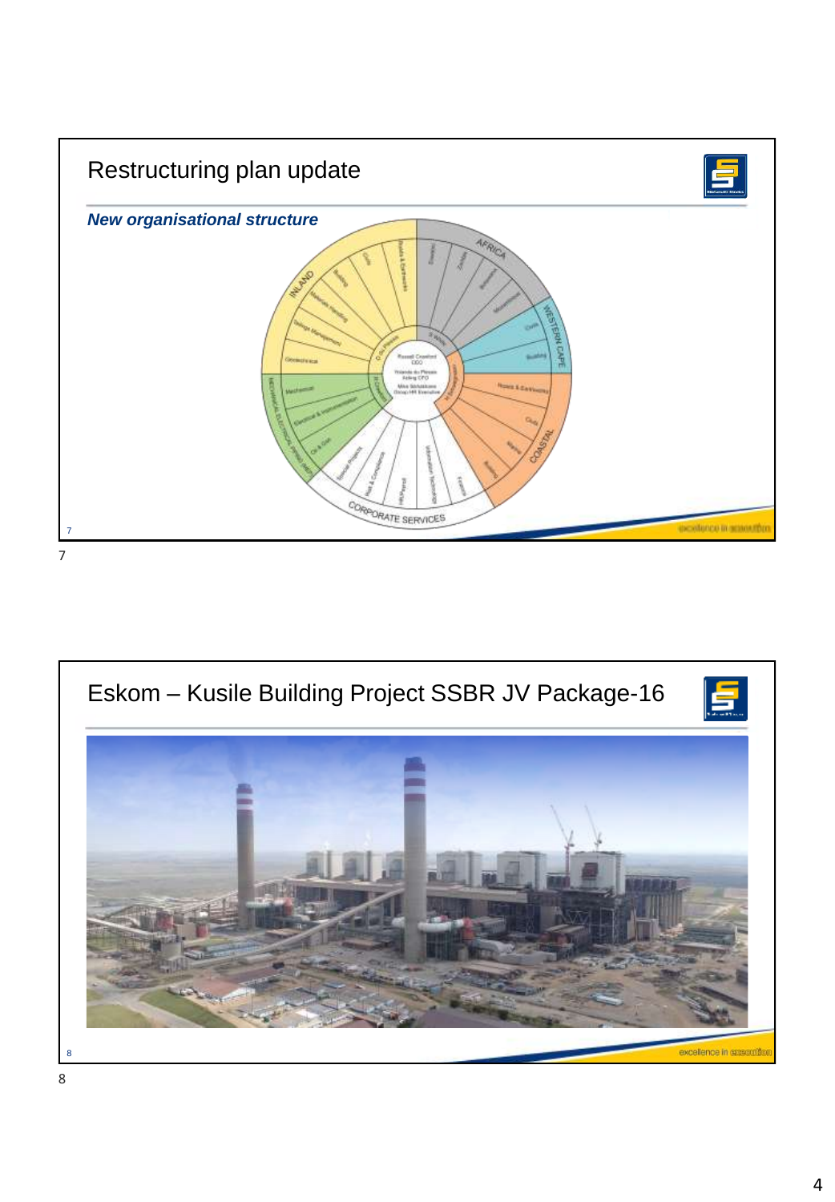## Restructuring plan update

***New organisational structure***

INLAND: Roads & Earthworks, Civils, Building, Materials Handling, Tailings Management, Geotechnical, G du Plessis

AFRICA: Botswana, Zambia, Mozambique, G Vollmer

WESTERN CAPE: Civils, Building

COASTAL: Roads & Earthworks, Civils, Marine, Building

MECHANICAL, ELECTRICAL, PIPING (MEP): Mechanical, Electrical & Instrumentation, Oil & Gas

CORPORATE SERVICES: Special Projects, Risk & Compliance, HR/Payroll, Information Technology, Finance

Russell Crawford CEO

Yolande du Plessis Acting CFO

Mike Sithole Group HR Executive

## Eskom – Kusile Building Project SSBR JV Package-16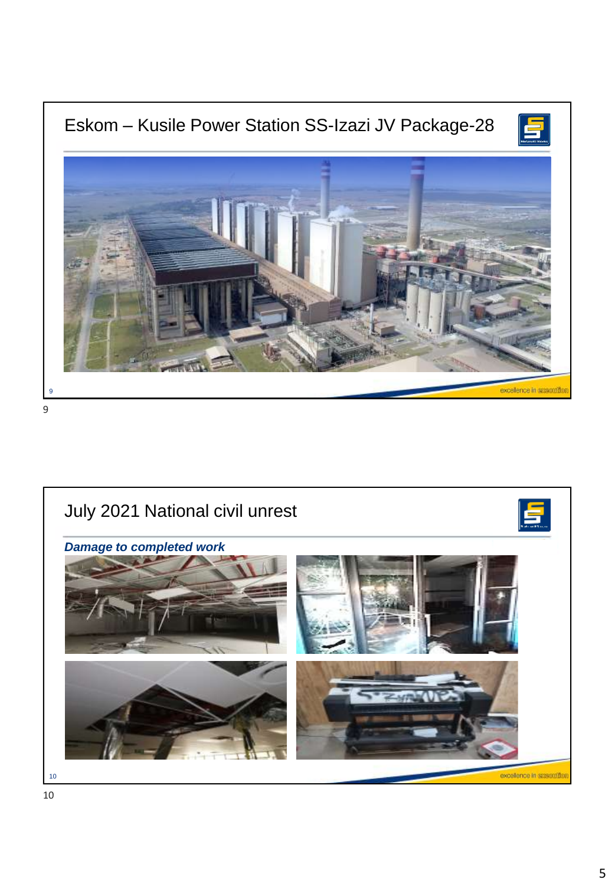# Eskom – Kusile Power Station SS-Izazi JV Package-28

# July 2021 National civil unrest

***Damage to completed work***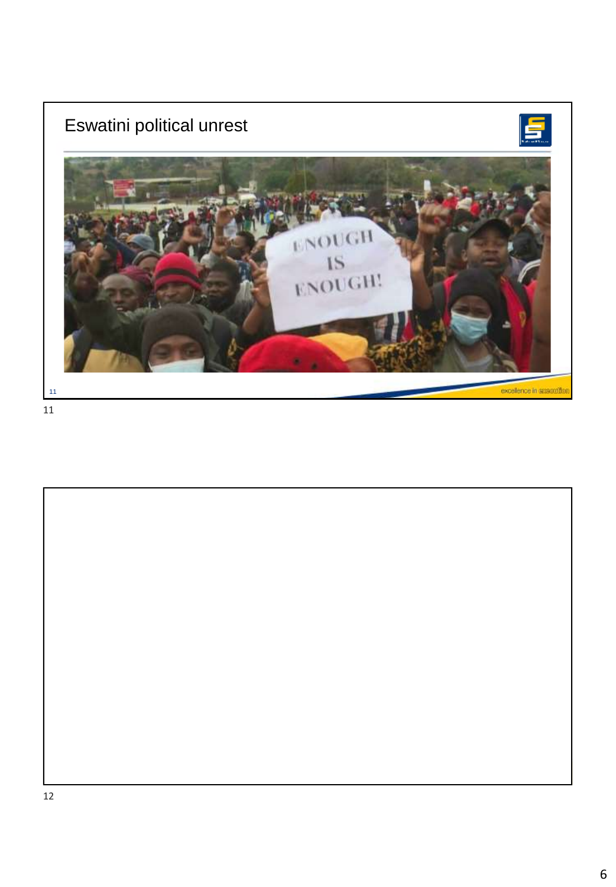## Eswatini political unrest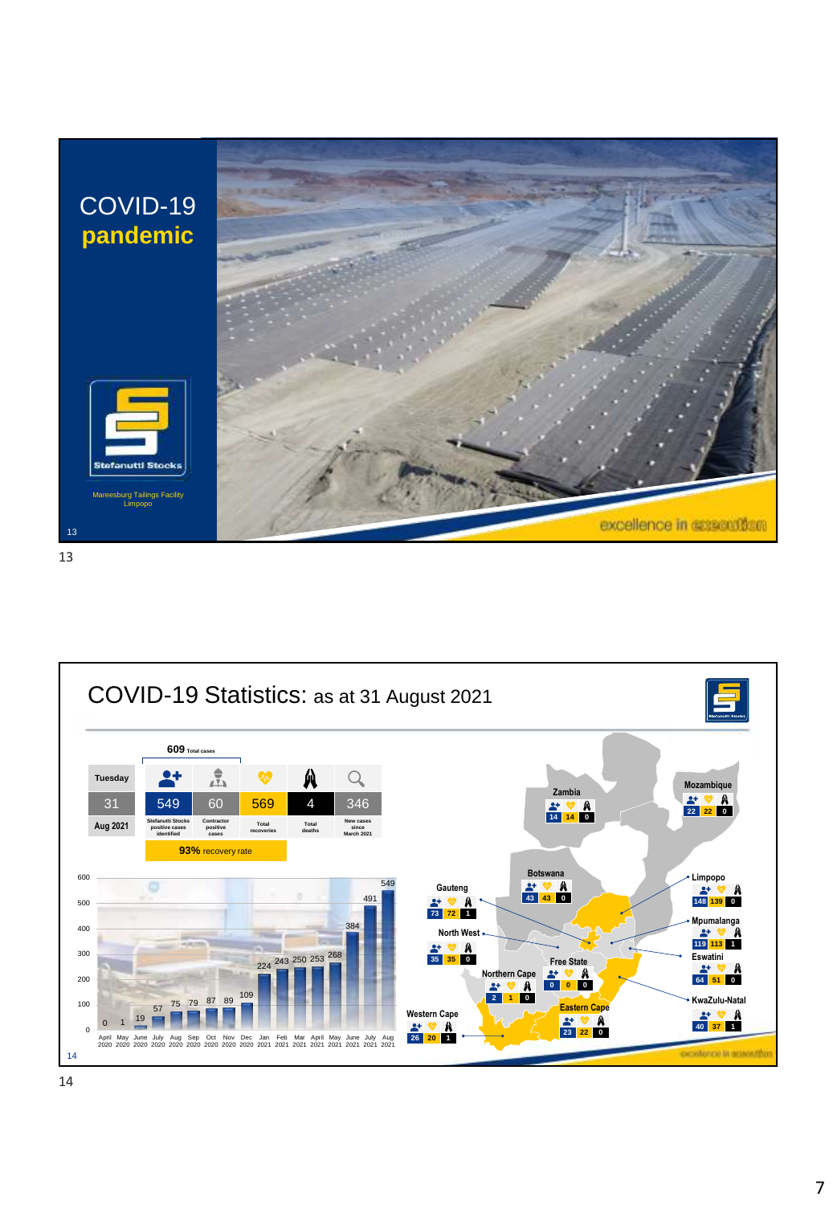# COVID-19 pandemic

Stefanutti Stocks

Mareesburg Tailings Facility Limpopo

excellence in execution

# COVID-19 Statistics: as at 31 August 2021

**609** Total cases

| Tuesday 31 Aug 2021 | 549 | 60 | 569 | 4 | 346 |
|---|---|---|---|---|---|
| | Stefanutti Stocks positive cases identified | Contractor positive cases | Total recoveries | Total deaths | New cases since March 2021 |

**93%** recovery rate

| Month | Cases |
|---|---|
| April 2020 | 0 |
| May 2020 | 1 |
| June 2020 | 19 |
| July 2020 | 57 |
| Aug 2020 | 75 |
| Sep 2020 | 79 |
| Oct 2020 | 87 |
| Nov 2020 | 89 |
| Dec 2020 | 109 |
| Jan 2021 | 224 |
| Feb 2021 | 243 |
| Mar 2021 | 250 |
| April 2021 | 253 |
| May 2021 | 268 |
| June 2021 | 384 |
| July 2021 | 491 |
| Aug 2021 | 549 |

| Region | Cases | Recoveries | Deaths |
|---|---|---|---|
| Zambia | 14 | 14 | 0 |
| Mozambique | 22 | 22 | 0 |
| Botswana | 43 | 43 | 0 |
| Limpopo | 148 | 139 | 0 |
| Gauteng | 73 | 72 | 1 |
| Mpumalanga | 119 | 113 | 1 |
| North West | 35 | 35 | 0 |
| Eswatini | 64 | 51 | 0 |
| Free State | 0 | 0 | 0 |
| Northern Cape | 2 | 1 | 0 |
| KwaZulu-Natal | 40 | 37 | 1 |
| Eastern Cape | 23 | 22 | 0 |
| Western Cape | 26 | 20 | 1 |

excellence in execution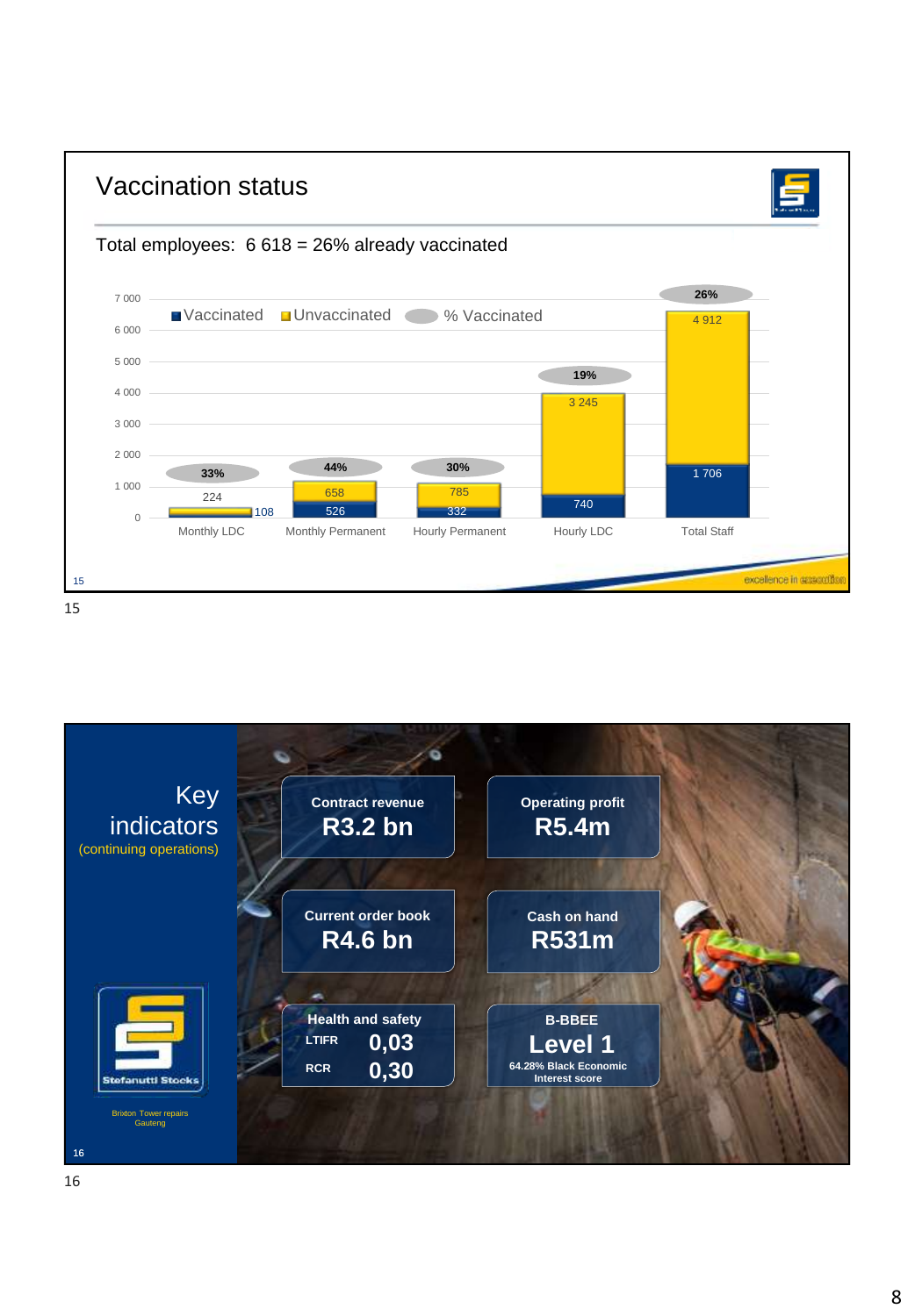## Vaccination status

Total employees: 6 618 = 26% already vaccinated

| Category | Vaccinated | Unvaccinated | % Vaccinated |
|---|---|---|---|
| Monthly LDC | 108 | 224 | 33% |
| Monthly Permanent | 526 | 658 | 44% |
| Hourly Permanent | 332 | 785 | 30% |
| Hourly LDC | 740 | 3 245 | 19% |
| Total Staff | 1 706 | 4 912 | 26% |

excellence in execution

15

## Key indicators
(continuing operations)

| Contract revenue | Operating profit |
|---|---|
| R3.2 bn | R5.4m |

| Current order book | Cash on hand |
|---|---|
| R4.6 bn | R531m |

**Health and safety**

- LTIFR 0,03
- RCR 0,30

**B-BBEE**

Level 1

64.28% Black Economic Interest score

Stefanutti Stocks

Brixton Tower repairs
Gauteng

16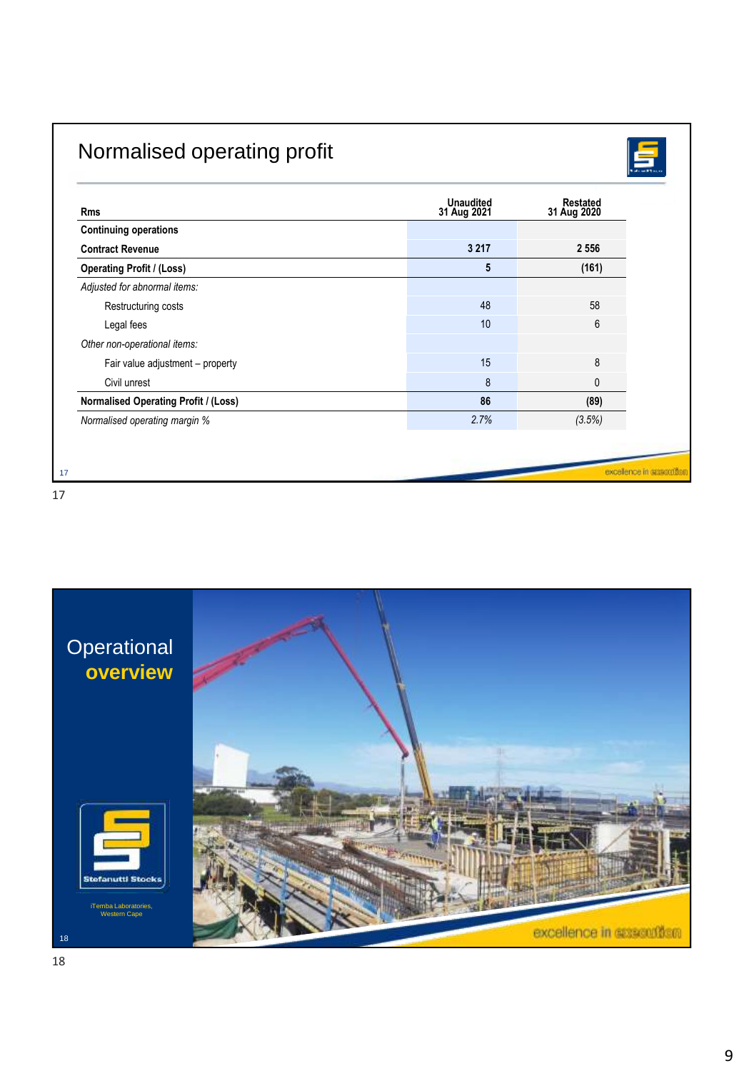# Normalised operating profit

| Rms | Unaudited 31 Aug 2021 | Restated 31 Aug 2020 |
|---|---|---|
| **Continuing operations** | | |
| **Contract Revenue** | **3 217** | **2 556** |
| **Operating Profit / (Loss)** | **5** | **(161)** |
| *Adjusted for abnormal items:* | | |
| Restructuring costs | 48 | 58 |
| Legal fees | 10 | 6 |
| *Other non-operational items:* | | |
| Fair value adjustment – property | 15 | 8 |
| Civil unrest | 8 | 0 |
| **Normalised Operating Profit / (Loss)** | **86** | **(89)** |
| *Normalised operating margin %* | *2.7%* | *(3.5%)* |

excellence in execution

# Operational **overview**

Stefanutti Stocks

iTemba Laboratories, Western Cape

excellence in execution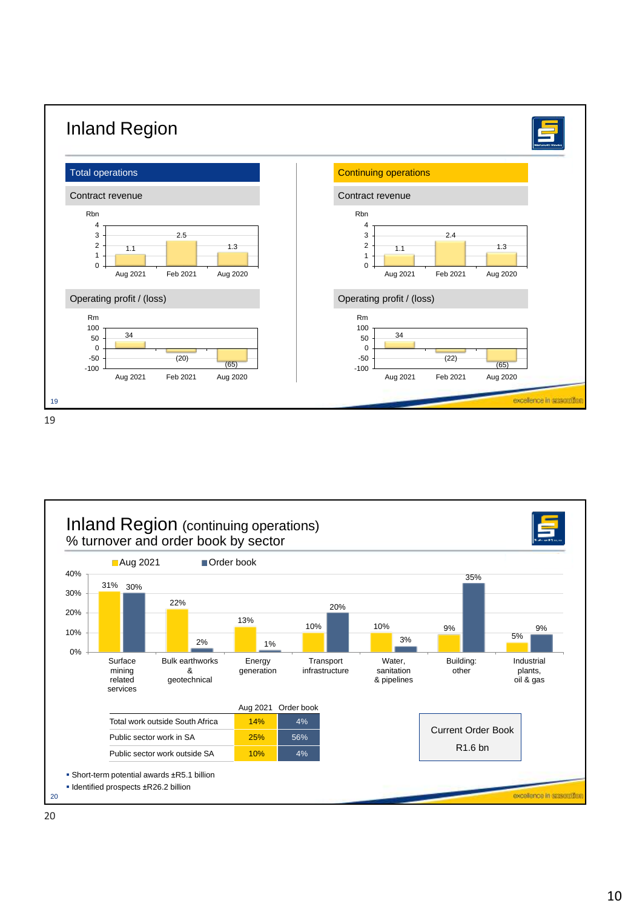# Inland Region

## Total operations

### Contract revenue

Rbn

| | Aug 2021 | Feb 2021 | Aug 2020 |
|---|---|---|---|
| Contract revenue (Rbn) | 1.1 | 2.5 | 1.3 |

### Operating profit / (loss)

Rm

| | Aug 2021 | Feb 2021 | Aug 2020 |
|---|---|---|---|
| Operating profit / (loss) (Rm) | 34 | (20) | (65) |

## Continuing operations

### Contract revenue

Rbn

| | Aug 2021 | Feb 2021 | Aug 2020 |
|---|---|---|---|
| Contract revenue (Rbn) | 1.1 | 2.4 | 1.3 |

### Operating profit / (loss)

Rm

| | Aug 2021 | Feb 2021 | Aug 2020 |
|---|---|---|---|
| Operating profit / (loss) (Rm) | 34 | (22) | (65) |

excellence in execution

# Inland Region (continuing operations)

## % turnover and order book by sector

| Sector | Aug 2021 | Order book |
|---|---|---|
| Surface mining related services | 31% | 30% |
| Bulk earthworks & geotechnical | 22% | 2% |
| Energy generation | 13% | 1% |
| Transport infrastructure | 10% | 20% |
| Water, sanitation & pipelines | 10% | 3% |
| Building: other | 9% | 35% |
| Industrial plants, oil & gas | 5% | 9% |

| | Aug 2021 | Order book |
|---|---|---|
| Total work outside South Africa | 14% | 4% |
| Public sector work in SA | 25% | 56% |
| Public sector work outside SA | 10% | 4% |

Current Order Book

R1.6 bn

- Short-term potential awards ±R5.1 billion
- Identified prospects ±R26.2 billion

excellence in execution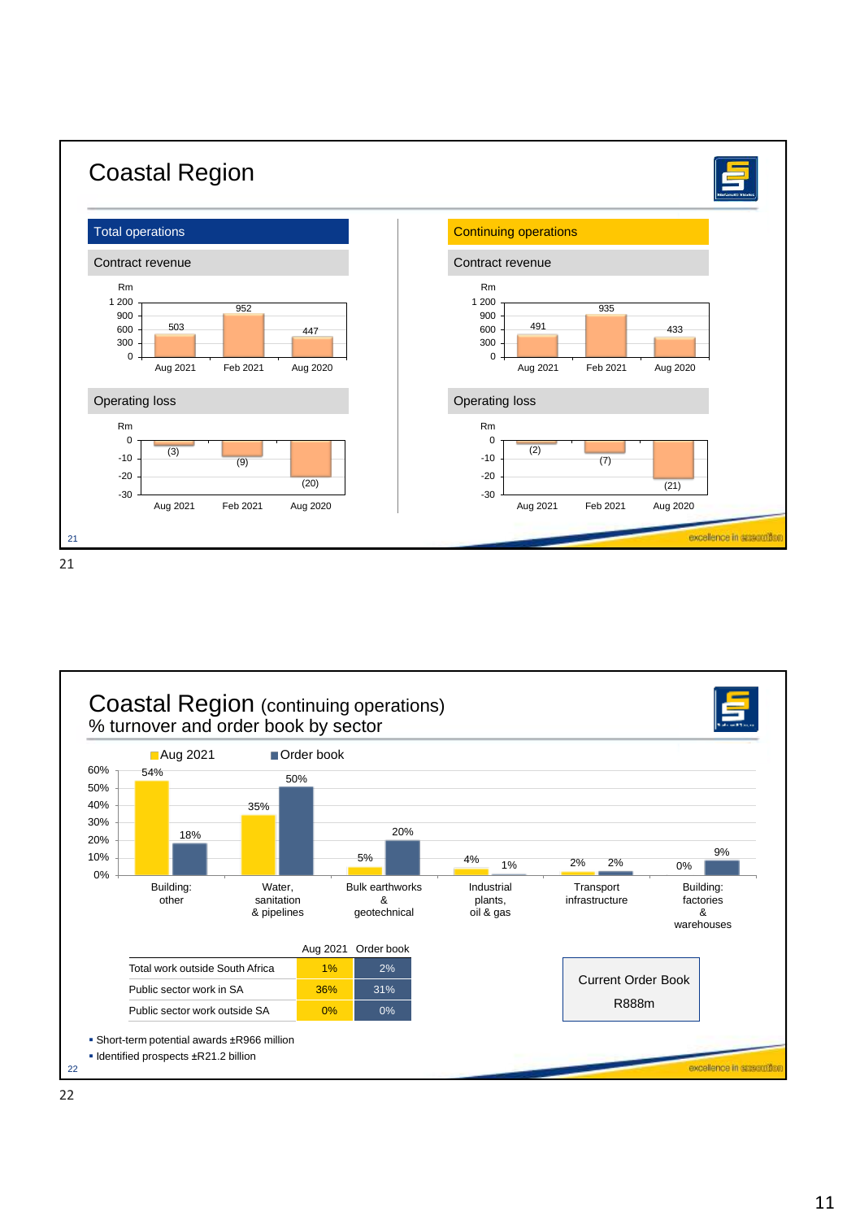# Coastal Region

## Total operations

### Contract revenue

| Rm | Aug 2021 | Feb 2021 | Aug 2020 |
|---|---|---|---|
| Contract revenue | 503 | 952 | 447 |

### Operating loss

| Rm | Aug 2021 | Feb 2021 | Aug 2020 |
|---|---|---|---|
| Operating loss | (3) | (9) | (20) |

## Continuing operations

### Contract revenue

| Rm | Aug 2021 | Feb 2021 | Aug 2020 |
|---|---|---|---|
| Contract revenue | 491 | 935 | 433 |

### Operating loss

| Rm | Aug 2021 | Feb 2021 | Aug 2020 |
|---|---|---|---|
| Operating loss | (2) | (7) | (21) |

# Coastal Region (continuing operations)

## % turnover and order book by sector

| Sector | Aug 2021 | Order book |
|---|---|---|
| Building: other | 54% | 18% |
| Water, sanitation & pipelines | 35% | 50% |
| Bulk earthworks & geotechnical | 5% | 20% |
| Industrial plants, oil & gas | 4% | 1% |
| Transport infrastructure | 2% | 2% |
| Building: factories & warehouses | 0% | 9% |

| | Aug 2021 | Order book |
|---|---|---|
| Total work outside South Africa | 1% | 2% |
| Public sector work in SA | 36% | 31% |
| Public sector work outside SA | 0% | 0% |

Current Order Book

R888m

- Short-term potential awards ±R966 million
- Identified prospects ±R21.2 billion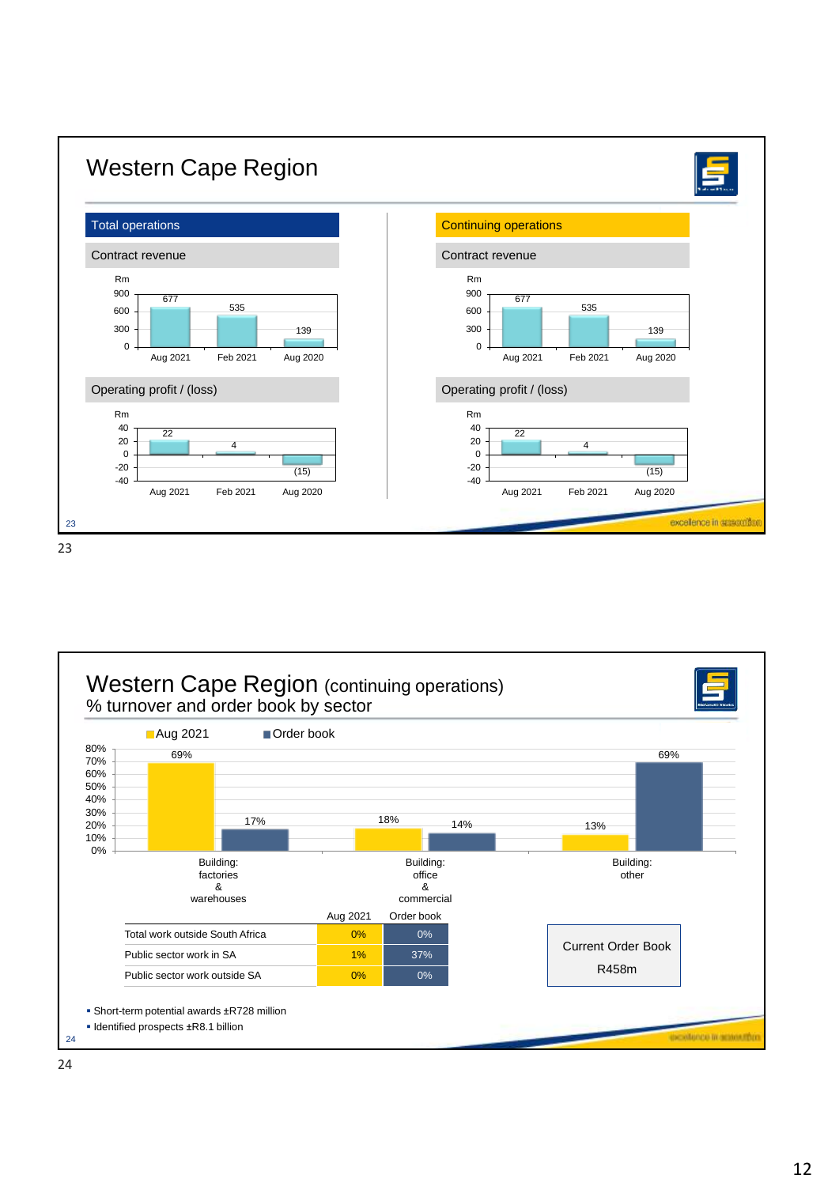# Western Cape Region

## Total operations

### Contract revenue

| Rm | Aug 2021 | Feb 2021 | Aug 2020 |
|---|---|---|---|
| Contract revenue | 677 | 535 | 139 |

### Operating profit / (loss)

| Rm | Aug 2021 | Feb 2021 | Aug 2020 |
|---|---|---|---|
| Operating profit / (loss) | 22 | 4 | (15) |

## Continuing operations

### Contract revenue

| Rm | Aug 2021 | Feb 2021 | Aug 2020 |
|---|---|---|---|
| Contract revenue | 677 | 535 | 139 |

### Operating profit / (loss)

| Rm | Aug 2021 | Feb 2021 | Aug 2020 |
|---|---|---|---|
| Operating profit / (loss) | 22 | 4 | (15) |

excellence in execution

# Western Cape Region (continuing operations)

## % turnover and order book by sector

| Sector | Aug 2021 | Order book |
|---|---|---|
| Building: factories & warehouses | 69% | 17% |
| Building: office & commercial | 18% | 14% |
| Building: other | 13% | 69% |

| | Aug 2021 | Order book |
|---|---|---|
| Total work outside South Africa | 0% | 0% |
| Public sector work in SA | 1% | 37% |
| Public sector work outside SA | 0% | 0% |

**Current Order Book**

R458m

- Short-term potential awards ±R728 million
- Identified prospects ±R8.1 billion

excellence in execution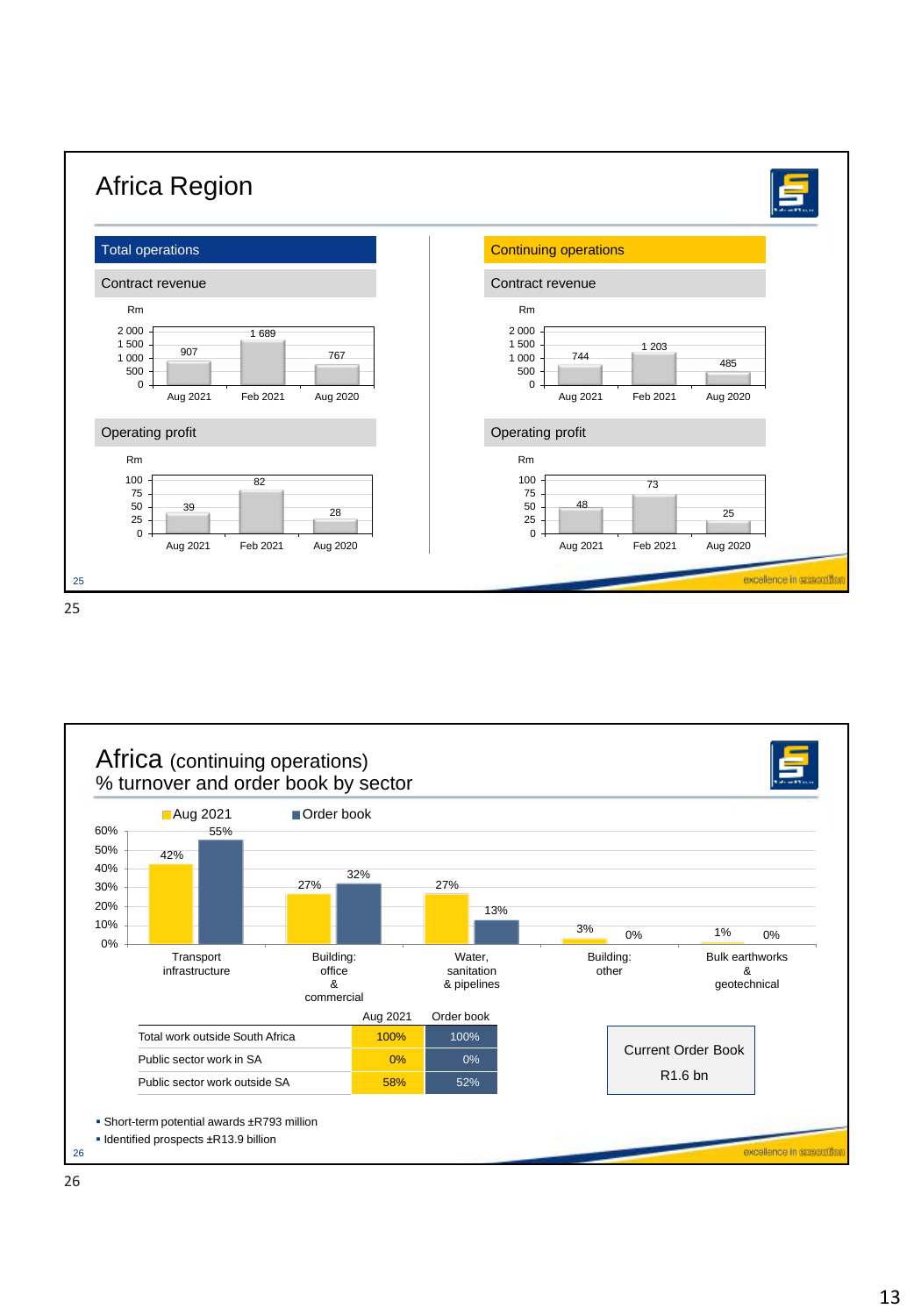# Africa Region

## Total operations

### Contract revenue

Rm

| | Aug 2021 | Feb 2021 | Aug 2020 |
|---|---|---|---|
| Contract revenue (Rm) | 907 | 1 689 | 767 |

### Operating profit

Rm

| | Aug 2021 | Feb 2021 | Aug 2020 |
|---|---|---|---|
| Operating profit (Rm) | 39 | 82 | 28 |

## Continuing operations

### Contract revenue

Rm

| | Aug 2021 | Feb 2021 | Aug 2020 |
|---|---|---|---|
| Contract revenue (Rm) | 744 | 1 203 | 485 |

### Operating profit

Rm

| | Aug 2021 | Feb 2021 | Aug 2020 |
|---|---|---|---|
| Operating profit (Rm) | 48 | 73 | 25 |

excellence in execution

# Africa (continuing operations)

## % turnover and order book by sector

| Sector | Aug 2021 | Order book |
|---|---|---|
| Transport infrastructure | 42% | 55% |
| Building: office & commercial | 27% | 32% |
| Water, sanitation & pipelines | 27% | 13% |
| Building: other | 3% | 0% |
| Bulk earthworks & geotechnical | 1% | 0% |

| | Aug 2021 | Order book |
|---|---|---|
| Total work outside South Africa | 100% | 100% |
| Public sector work in SA | 0% | 0% |
| Public sector work outside SA | 58% | 52% |

Current Order Book

R1.6 bn

- Short-term potential awards ±R793 million
- Identified prospects ±R13.9 billion

excellence in execution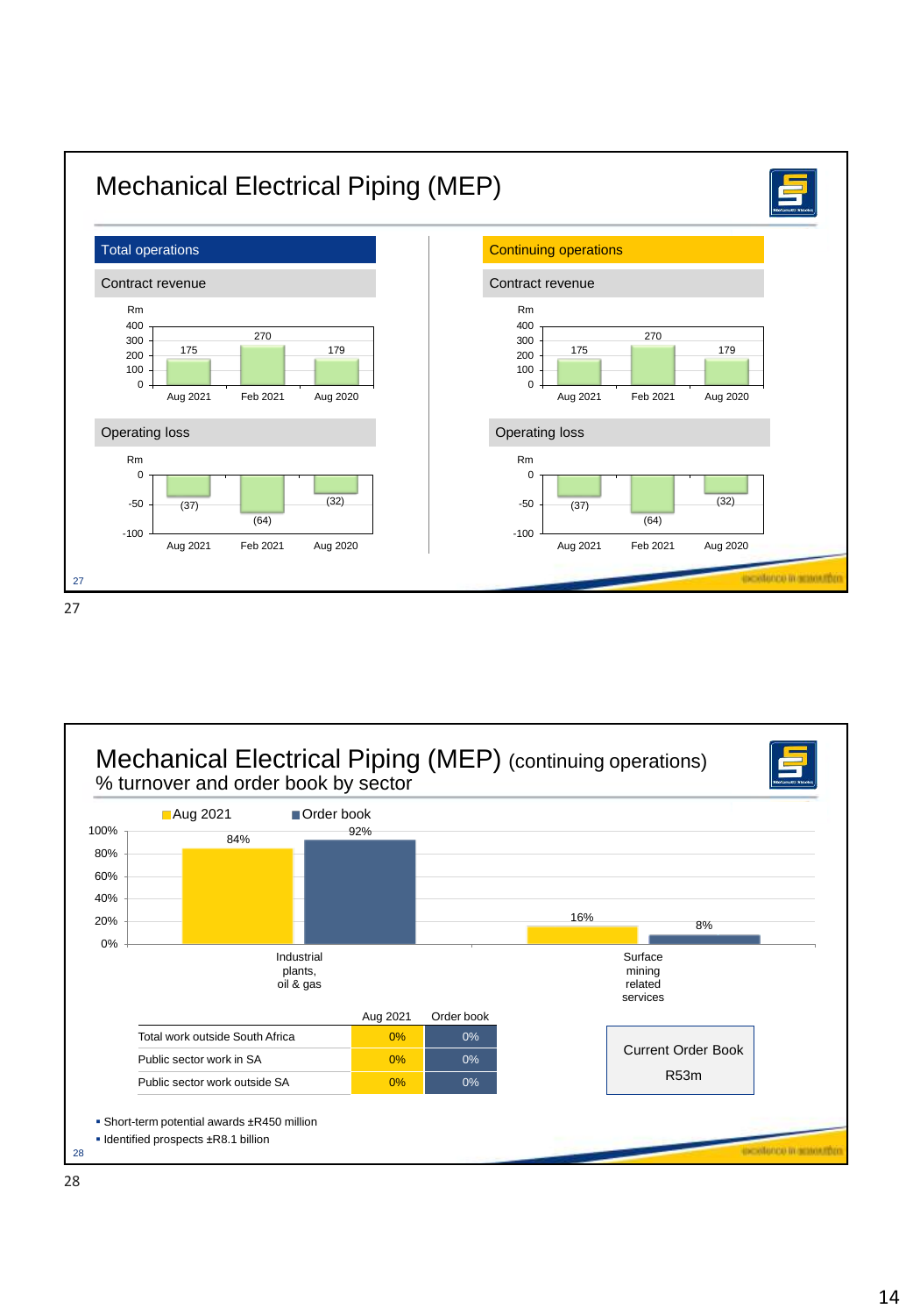# Mechanical Electrical Piping (MEP)

## Total operations

### Contract revenue

| Rm | Aug 2021 | Feb 2021 | Aug 2020 |
|---|---|---|---|
| Contract revenue | 175 | 270 | 179 |

### Operating loss

| Rm | Aug 2021 | Feb 2021 | Aug 2020 |
|---|---|---|---|
| Operating loss | (37) | (64) | (32) |

## Continuing operations

### Contract revenue

| Rm | Aug 2021 | Feb 2021 | Aug 2020 |
|---|---|---|---|
| Contract revenue | 175 | 270 | 179 |

### Operating loss

| Rm | Aug 2021 | Feb 2021 | Aug 2020 |
|---|---|---|---|
| Operating loss | (37) | (64) | (32) |

# Mechanical Electrical Piping (MEP) (continuing operations)

## % turnover and order book by sector

| Sector | Aug 2021 | Order book |
|---|---|---|
| Industrial plants, oil & gas | 84% | 92% |
| Surface mining related services | 16% | 8% |

| | Aug 2021 | Order book |
|---|---|---|
| Total work outside South Africa | 0% | 0% |
| Public sector work in SA | 0% | 0% |
| Public sector work outside SA | 0% | 0% |

**Current Order Book**

R53m

- Short-term potential awards ±R450 million
- Identified prospects ±R8.1 billion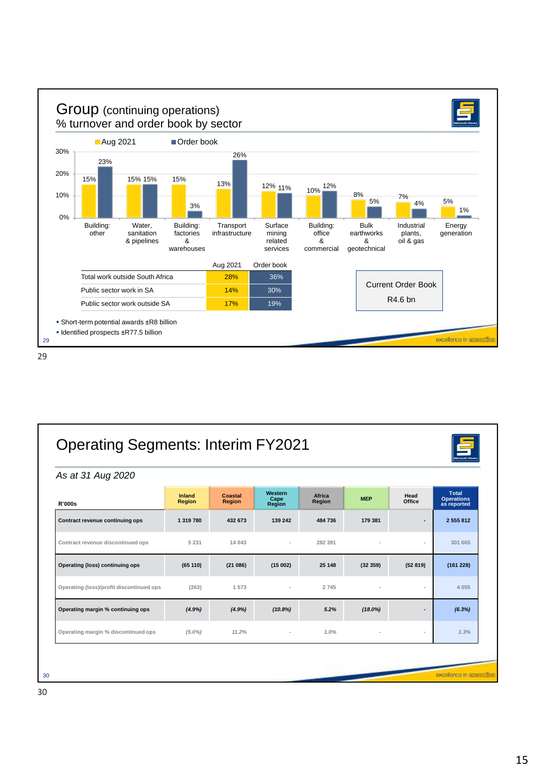# Group (continuing operations)
## % turnover and order book by sector

| Sector | Aug 2021 | Order book |
|---|---|---|
| Building: other | 15% | 23% |
| Water, sanitation & pipelines | 15% | 15% |
| Building: factories & warehouses | 15% | 3% |
| Transport infrastructure | 13% | 26% |
| Surface mining related services | 12% | 11% |
| Building: office & commercial | 10% | 12% |
| Bulk earthworks & geotechnical | 8% | 5% |
| Industrial plants, oil & gas | 7% | 4% |
| Energy generation | 5% | 1% |

| | Aug 2021 | Order book |
|---|---|---|
| Total work outside South Africa | 28% | 36% |
| Public sector work in SA | 14% | 30% |
| Public sector work outside SA | 17% | 19% |

Current Order Book

R4.6 bn

- Short-term potential awards ±R8 billion
- Identified prospects ±R77.5 billion

excellence in execution

# Operating Segments: Interim FY2021

*As at 31 Aug 2020*

| R'000s | Inland Region | Coastal Region | Western Cape Region | Africa Region | MEP | Head Office | Total Operations as reported |
|---|---|---|---|---|---|---|---|
| **Contract revenue continuing ops** | **1 319 780** | **432 673** | **139 242** | **484 736** | **179 381** | **-** | **2 555 812** |
| Contract revenue discontinued ops | 5 231 | 14 043 | - | 282 391 | - | - | 301 665 |
| **Operating (loss) continuing ops** | **(65 110)** | **(21 086)** | **(15 002)** | **25 148** | **(32 359)** | **(52 819)** | **(161 228)** |
| Operating (loss)/profit discontinued ops | (263) | 1 573 | - | 2 745 | - | - | 4 055 |
| **Operating margin % continuing ops** | ***(4.9%)*** | ***(4.9%)*** | ***(10.8%)*** | ***5.2%*** | ***(18.0%)*** | **-** | ***(6.3%)*** |
| Operating margin % discontinued ops | *(5.0%)* | *11.2%* | - | *1.0%* | - | - | *1.3%* |

excellence in execution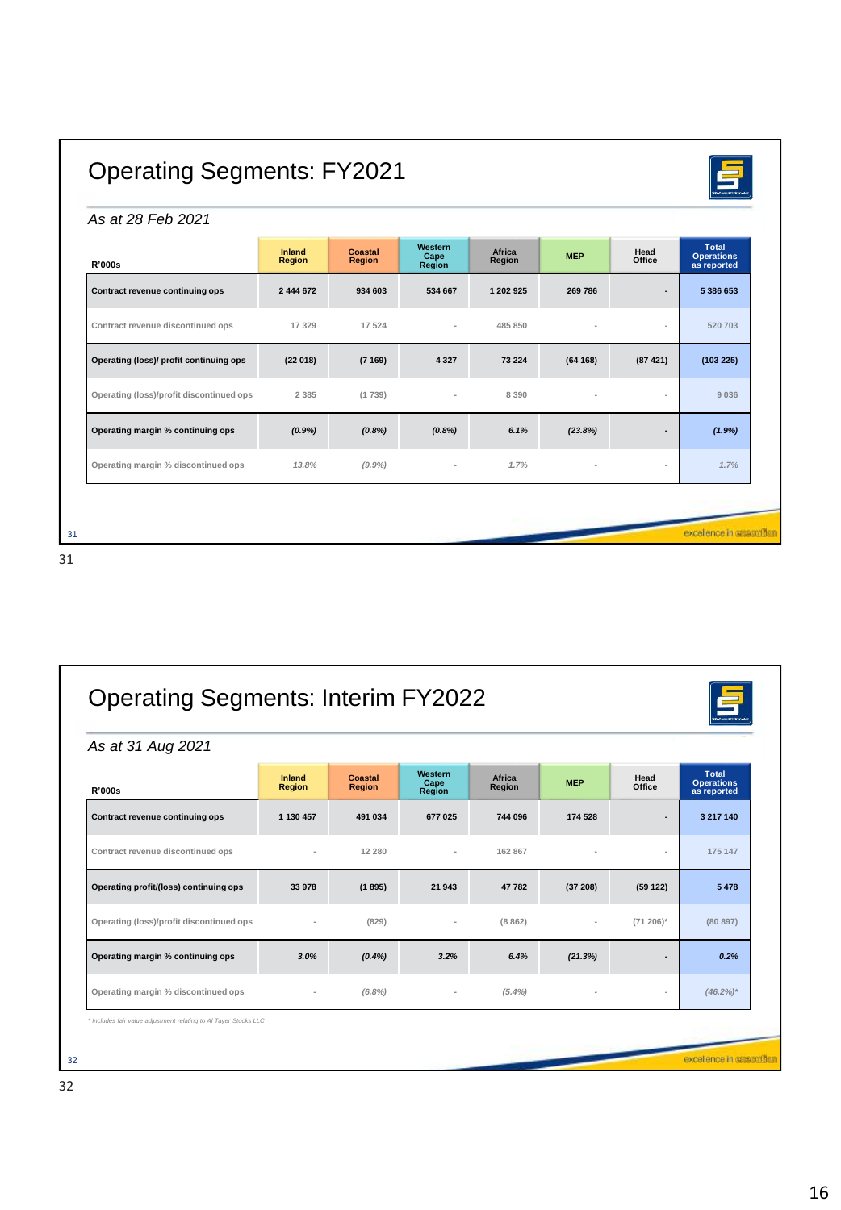# Operating Segments: FY2021

*As at 28 Feb 2021*

| R'000s | Inland Region | Coastal Region | Western Cape Region | Africa Region | MEP | Head Office | Total Operations as reported |
|---|---|---|---|---|---|---|---|
| **Contract revenue continuing ops** | 2 444 672 | 934 603 | 534 667 | 1 202 925 | 269 786 | - | 5 386 653 |
| Contract revenue discontinued ops | 17 329 | 17 524 | - | 485 850 | - | - | 520 703 |
| **Operating (loss)/ profit continuing ops** | (22 018) | (7 169) | 4 327 | 73 224 | (64 168) | (87 421) | (103 225) |
| Operating (loss)/profit discontinued ops | 2 385 | (1 739) | - | 8 390 | - | - | 9 036 |
| **Operating margin % continuing ops** | *(0.9%)* | *(0.8%)* | *(0.8%)* | *6.1%* | *(23.8%)* | - | *(1.9%)* |
| Operating margin % discontinued ops | *13.8%* | *(9.9%)* | - | *1.7%* | - | - | *1.7%* |

excellence in execution

# Operating Segments: Interim FY2022

*As at 31 Aug 2021*

| R'000s | Inland Region | Coastal Region | Western Cape Region | Africa Region | MEP | Head Office | Total Operations as reported |
|---|---|---|---|---|---|---|---|
| **Contract revenue continuing ops** | 1 130 457 | 491 034 | 677 025 | 744 096 | 174 528 | - | 3 217 140 |
| Contract revenue discontinued ops | - | 12 280 | - | 162 867 | - | - | 175 147 |
| **Operating profit/(loss) continuing ops** | 33 978 | (1 895) | 21 943 | 47 782 | (37 208) | (59 122) | 5 478 |
| Operating (loss)/profit discontinued ops | - | (829) | - | (8 862) | - | (71 206)* | (80 897) |
| **Operating margin % continuing ops** | *3.0%* | *(0.4%)* | *3.2%* | *6.4%* | *(21.3%)* | - | *0.2%* |
| Operating margin % discontinued ops | - | *(6.8%)* | - | *(5.4%)* | - | - | *(46.2%)** |

*\* Includes fair value adjustment relating to Al Tayer Stocks LLC*

excellence in execution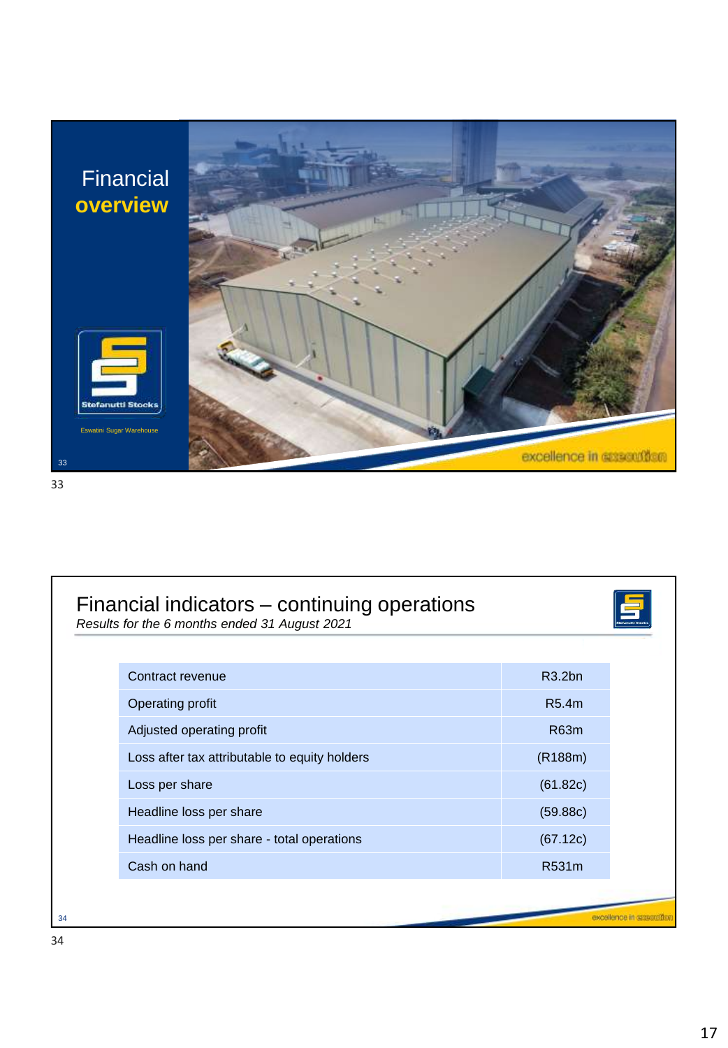# Financial overview

Eswatini Sugar Warehouse

excellence in execution

## Financial indicators – continuing operations

*Results for the 6 months ended 31 August 2021*

| | |
|---|---|
| Contract revenue | R3.2bn |
| Operating profit | R5.4m |
| Adjusted operating profit | R63m |
| Loss after tax attributable to equity holders | (R188m) |
| Loss per share | (61.82c) |
| Headline loss per share | (59.88c) |
| Headline loss per share - total operations | (67.12c) |
| Cash on hand | R531m |

excellence in execution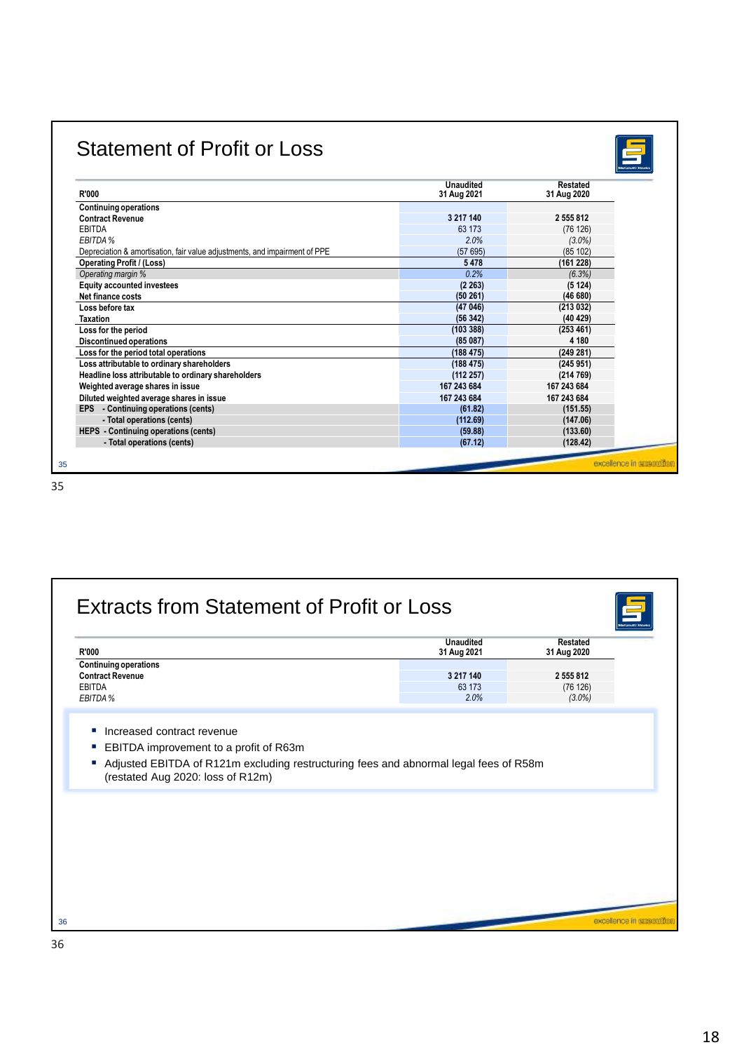## Statement of Profit or Loss

| R'000 | Unaudited 31 Aug 2021 | Restated 31 Aug 2020 |
|---|---|---|
| **Continuing operations** | | |
| **Contract Revenue** | 3 217 140 | 2 555 812 |
| EBITDA | 63 173 | (76 126) |
| *EBITDA %* | *2.0%* | *(3.0%)* |
| Depreciation & amortisation, fair value adjustments, and impairment of PPE | (57 695) | (85 102) |
| **Operating Profit / (Loss)** | 5 478 | (161 228) |
| *Operating margin %* | *0.2%* | *(6.3%)* |
| **Equity accounted investees** | (2 263) | (5 124) |
| **Net finance costs** | (50 261) | (46 680) |
| **Loss before tax** | (47 046) | (213 032) |
| **Taxation** | (56 342) | (40 429) |
| **Loss for the period** | (103 388) | (253 461) |
| **Discontinued operations** | (85 087) | 4 180 |
| **Loss for the period total operations** | (188 475) | (249 281) |
| **Loss attributable to ordinary shareholders** | (188 475) | (245 951) |
| **Headline loss attributable to ordinary shareholders** | (112 257) | (214 769) |
| **Weighted average shares in issue** | 167 243 684 | 167 243 684 |
| **Diluted weighted average shares in issue** | 167 243 684 | 167 243 684 |
| **EPS - Continuing operations (cents)** | (61.82) | (151.55) |
| **- Total operations (cents)** | (112.69) | (147.06) |
| **HEPS - Continuing operations (cents)** | (59.88) | (133.60) |
| **- Total operations (cents)** | (67.12) | (128.42) |

## Extracts from Statement of Profit or Loss

| R'000 | Unaudited 31 Aug 2021 | Restated 31 Aug 2020 |
|---|---|---|
| **Continuing operations** | | |
| **Contract Revenue** | 3 217 140 | 2 555 812 |
| EBITDA | 63 173 | (76 126) |
| *EBITDA %* | *2.0%* | *(3.0%)* |

- Increased contract revenue
- EBITDA improvement to a profit of R63m
- Adjusted EBITDA of R121m excluding restructuring fees and abnormal legal fees of R58m (restated Aug 2020: loss of R12m)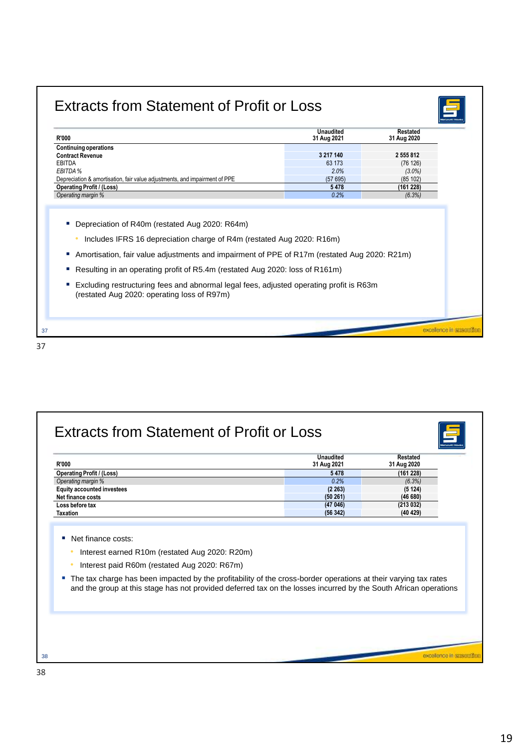# Extracts from Statement of Profit or Loss

| R'000 | Unaudited 31 Aug 2021 | Restated 31 Aug 2020 |
|---|---|---|
| **Continuing operations** | | |
| **Contract Revenue** | 3 217 140 | 2 555 812 |
| EBITDA | 63 173 | (76 126) |
| *EBITDA %* | *2.0%* | *(3.0%)* |
| Depreciation & amortisation, fair value adjustments, and impairment of PPE | (57 695) | (85 102) |
| **Operating Profit / (Loss)** | **5 478** | **(161 228)** |
| *Operating margin %* | *0.2%* | *(6.3%)* |

- Depreciation of R40m (restated Aug 2020: R64m)
  - Includes IFRS 16 depreciation charge of R4m (restated Aug 2020: R16m)
- Amortisation, fair value adjustments and impairment of PPE of R17m (restated Aug 2020: R21m)
- Resulting in an operating profit of R5.4m (restated Aug 2020: loss of R161m)
- Excluding restructuring fees and abnormal legal fees, adjusted operating profit is R63m (restated Aug 2020: operating loss of R97m)

# Extracts from Statement of Profit or Loss

| R'000 | Unaudited 31 Aug 2021 | Restated 31 Aug 2020 |
|---|---|---|
| **Operating Profit / (Loss)** | **5 478** | **(161 228)** |
| *Operating margin %* | *0.2%* | *(6.3%)* |
| **Equity accounted investees** | **(2 263)** | **(5 124)** |
| **Net finance costs** | **(50 261)** | **(46 680)** |
| **Loss before tax** | **(47 046)** | **(213 032)** |
| **Taxation** | **(56 342)** | **(40 429)** |

- Net finance costs:
  - Interest earned R10m (restated Aug 2020: R20m)
  - Interest paid R60m (restated Aug 2020: R67m)
- The tax charge has been impacted by the profitability of the cross-border operations at their varying tax rates and the group at this stage has not provided deferred tax on the losses incurred by the South African operations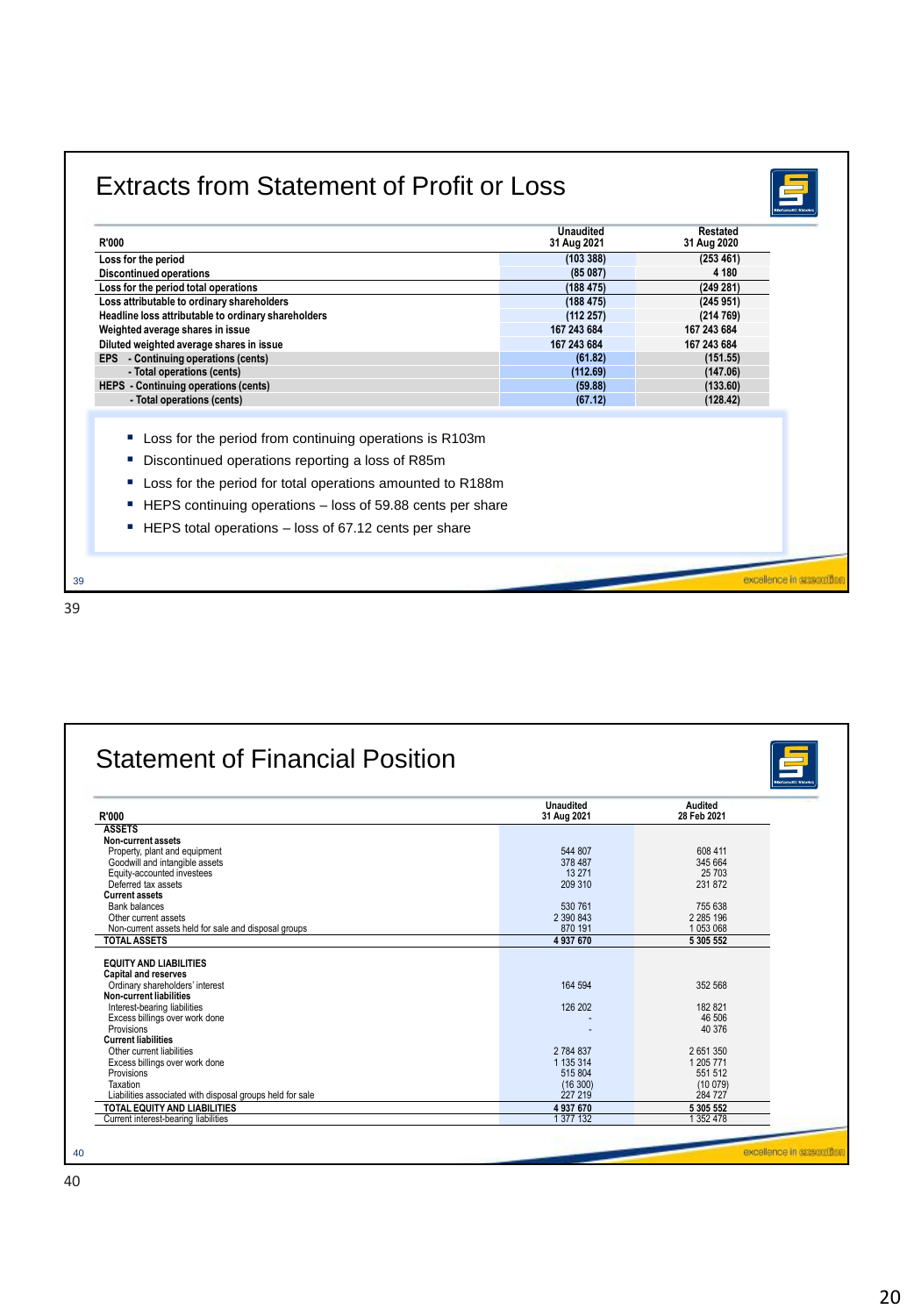# Extracts from Statement of Profit or Loss

| R'000 | Unaudited 31 Aug 2021 | Restated 31 Aug 2020 |
|---|---|---|
| Loss for the period | (103 388) | (253 461) |
| Discontinued operations | (85 087) | 4 180 |
| Loss for the period total operations | (188 475) | (249 281) |
| Loss attributable to ordinary shareholders | (188 475) | (245 951) |
| Headline loss attributable to ordinary shareholders | (112 257) | (214 769) |
| Weighted average shares in issue | 167 243 684 | 167 243 684 |
| Diluted weighted average shares in issue | 167 243 684 | 167 243 684 |
| EPS - Continuing operations (cents) | (61.82) | (151.55) |
| - Total operations (cents) | (112.69) | (147.06) |
| HEPS - Continuing operations (cents) | (59.88) | (133.60) |
| - Total operations (cents) | (67.12) | (128.42) |

- Loss for the period from continuing operations is R103m
- Discontinued operations reporting a loss of R85m
- Loss for the period for total operations amounted to R188m
- HEPS continuing operations – loss of 59.88 cents per share
- HEPS total operations – loss of 67.12 cents per share

excellence in execution

# Statement of Financial Position

| R'000 | Unaudited 31 Aug 2021 | Audited 28 Feb 2021 |
|---|---|---|
| **ASSETS** | | |
| **Non-current assets** | | |
| Property, plant and equipment | 544 807 | 608 411 |
| Goodwill and intangible assets | 378 487 | 345 664 |
| Equity-accounted investees | 13 271 | 25 703 |
| Deferred tax assets | 209 310 | 231 872 |
| **Current assets** | | |
| Bank balances | 530 761 | 755 638 |
| Other current assets | 2 390 843 | 2 285 196 |
| Non-current assets held for sale and disposal groups | 870 191 | 1 053 068 |
| **TOTAL ASSETS** | **4 937 670** | **5 305 552** |
| | | |
| **EQUITY AND LIABILITIES** | | |
| **Capital and reserves** | | |
| Ordinary shareholders' interest | 164 594 | 352 568 |
| **Non-current liabilities** | | |
| Interest-bearing liabilities | 126 202 | 182 821 |
| Excess billings over work done | - | 46 506 |
| Provisions | - | 40 376 |
| **Current liabilities** | | |
| Other current liabilities | 2 784 837 | 2 651 350 |
| Excess billings over work done | 1 135 314 | 1 205 771 |
| Provisions | 515 804 | 551 512 |
| Taxation | (16 300) | (10 079) |
| Liabilities associated with disposal groups held for sale | 227 219 | 284 727 |
| **TOTAL EQUITY AND LIABILITIES** | **4 937 670** | **5 305 552** |
| Current interest-bearing liabilities | 1 377 132 | 1 352 478 |

excellence in execution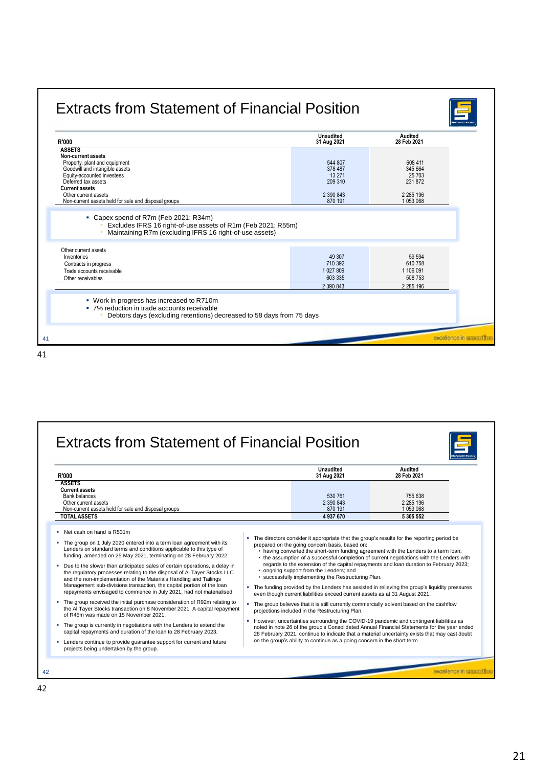# Extracts from Statement of Financial Position

| R'000 | Unaudited 31 Aug 2021 | Audited 28 Feb 2021 |
|---|---|---|
| **ASSETS** | | |
| **Non-current assets** | | |
| Property, plant and equipment | 544 807 | 608 411 |
| Goodwill and intangible assets | 378 487 | 345 664 |
| Equity-accounted investees | 13 271 | 25 703 |
| Deferred tax assets | 209 310 | 231 872 |
| **Current assets** | | |
| Other current assets | 2 390 843 | 2 285 196 |
| Non-current assets held for sale and disposal groups | 870 191 | 1 053 068 |

- Capex spend of R7m (Feb 2021: R34m)
  - Excludes IFRS 16 right-of-use assets of R1m (Feb 2021: R55m)
  - Maintaining R7m (excluding IFRS 16 right-of-use assets)

| Other current assets | Unaudited 31 Aug 2021 | Audited 28 Feb 2021 |
|---|---|---|
| Inventories | 49 307 | 59 594 |
| Contracts in progress | 710 392 | 610 758 |
| Trade accounts receivable | 1 027 809 | 1 106 091 |
| Other receivables | 603 335 | 508 753 |
| | 2 390 843 | 2 285 196 |

- Work in progress has increased to R710m
- 7% reduction in trade accounts receivable
  - Debtors days (excluding retentions) decreased to 58 days from 75 days

41

# Extracts from Statement of Financial Position

| R'000 | Unaudited 31 Aug 2021 | Audited 28 Feb 2021 |
|---|---|---|
| **ASSETS** | | |
| **Current assets** | | |
| Bank balances | 530 761 | 755 638 |
| Other current assets | 2 390 843 | 2 285 196 |
| Non-current assets held for sale and disposal groups | 870 191 | 1 053 068 |
| **TOTAL ASSETS** | **4 937 670** | **5 305 552** |

- Net cash on hand is R531m
- The group on 1 July 2020 entered into a term loan agreement with its Lenders on standard terms and conditions applicable to this type of funding, amended on 25 May 2021, terminating on 28 February 2022.
- Due to the slower than anticipated sales of certain operations, a delay in the regulatory processes relating to the disposal of Al Tayer Stocks LLC and the non-implementation of the Materials Handling and Tailings Management sub-divisions transaction, the capital portion of the loan repayments envisaged to commence in July 2021, had not materialised.
- The group received the initial purchase consideration of R92m relating to the Al Tayer Stocks transaction on 8 November 2021. A capital repayment of R45m was made on 15 November 2021.
- The group is currently in negotiations with the Lenders to extend the capital repayments and duration of the loan to 28 February 2023.
- Lenders continue to provide guarantee support for current and future projects being undertaken by the group.
- The directors consider it appropriate that the group's results for the reporting period be prepared on the going concern basis, based on:
  - having converted the short-term funding agreement with the Lenders to a term loan;
  - the assumption of a successful completion of current negotiations with the Lenders with regards to the extension of the capital repayments and loan duration to February 2023;
  - ongoing support from the Lenders; and
  - successfully implementing the Restructuring Plan.
- The funding provided by the Lenders has assisted in relieving the group's liquidity pressures even though current liabilities exceed current assets as at 31 August 2021.
- The group believes that it is still currently commercially solvent based on the cashflow projections included in the Restructuring Plan.
- However, uncertainties surrounding the COVID-19 pandemic and contingent liabilities as noted in note 26 of the group's Consolidated Annual Financial Statements for the year ended 28 February 2021, continue to indicate that a material uncertainty exists that may cast doubt on the group's ability to continue as a going concern in the short term.

42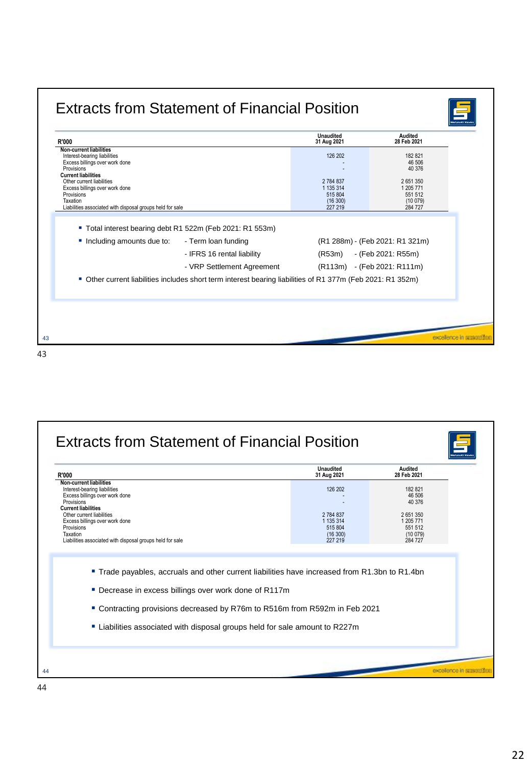## Extracts from Statement of Financial Position

| R'000 | Unaudited 31 Aug 2021 | Audited 28 Feb 2021 |
|---|---|---|
| **Non-current liabilities** | | |
| Interest-bearing liabilities | 126 202 | 182 821 |
| Excess billings over work done | - | 46 506 |
| Provisions | - | 40 376 |
| **Current liabilities** | | |
| Other current liabilities | 2 784 837 | 2 651 350 |
| Excess billings over work done | 1 135 314 | 1 205 771 |
| Provisions | 515 804 | 551 512 |
| Taxation | (16 300) | (10 079) |
| Liabilities associated with disposal groups held for sale | 227 219 | 284 727 |

- Total interest bearing debt R1 522m (Feb 2021: R1 553m)
- Including amounts due to:
  - Term loan funding (R1 288m) - (Feb 2021: R1 321m)
  - IFRS 16 rental liability (R53m) - (Feb 2021: R55m)
  - VRP Settlement Agreement (R113m) - (Feb 2021: R111m)
- Other current liabilities includes short term interest bearing liabilities of R1 377m (Feb 2021: R1 352m)

## Extracts from Statement of Financial Position

| R'000 | Unaudited 31 Aug 2021 | Audited 28 Feb 2021 |
|---|---|---|
| **Non-current liabilities** | | |
| Interest-bearing liabilities | 126 202 | 182 821 |
| Excess billings over work done | - | 46 506 |
| Provisions | - | 40 376 |
| **Current liabilities** | | |
| Other current liabilities | 2 784 837 | 2 651 350 |
| Excess billings over work done | 1 135 314 | 1 205 771 |
| Provisions | 515 804 | 551 512 |
| Taxation | (16 300) | (10 079) |
| Liabilities associated with disposal groups held for sale | 227 219 | 284 727 |

- Trade payables, accruals and other current liabilities have increased from R1.3bn to R1.4bn
- Decrease in excess billings over work done of R117m
- Contracting provisions decreased by R76m to R516m from R592m in Feb 2021
- Liabilities associated with disposal groups held for sale amount to R227m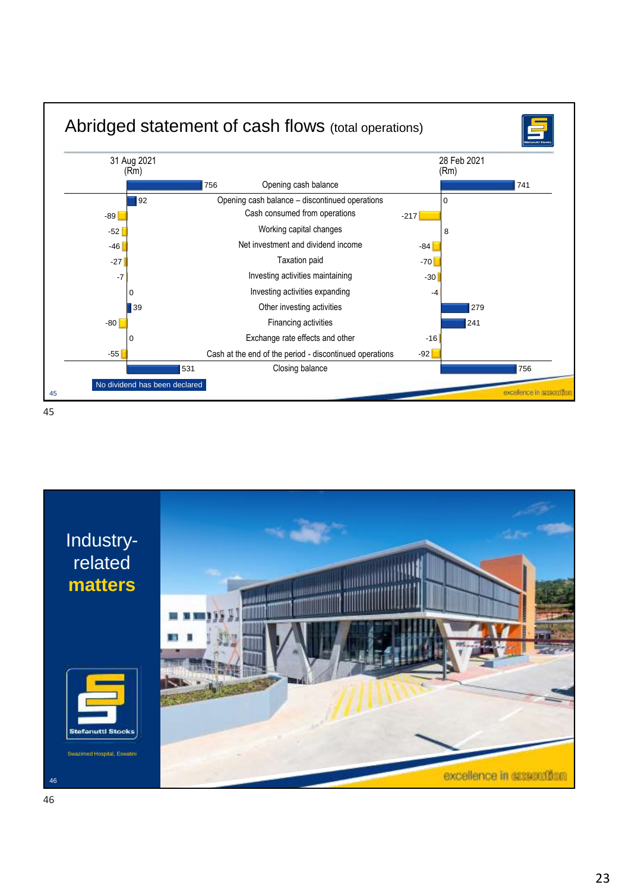# Abridged statement of cash flows (total operations)

| 31 Aug 2021 (Rm) | | 28 Feb 2021 (Rm) |
|---|---|---|
| 756 | Opening cash balance | 741 |
| 92 | Opening cash balance – discontinued operations | 0 |
| -89 | Cash consumed from operations | -217 |
| -52 | Working capital changes | 8 |
| -46 | Net investment and dividend income | -84 |
| -27 | Taxation paid | -70 |
| -7 | Investing activities maintaining | -30 |
| 0 | Investing activities expanding | -4 |
| 39 | Other investing activities | 279 |
| -80 | Financing activities | 241 |
| 0 | Exchange rate effects and other | -16 |
| -55 | Cash at the end of the period - discontinued operations | -92 |
| 531 | Closing balance | 756 |

No dividend has been declared

excellence in execution

# Industry-related **matters**

Stefanutti Stocks

Swazimed Hospital, Eswatini

excellence in execution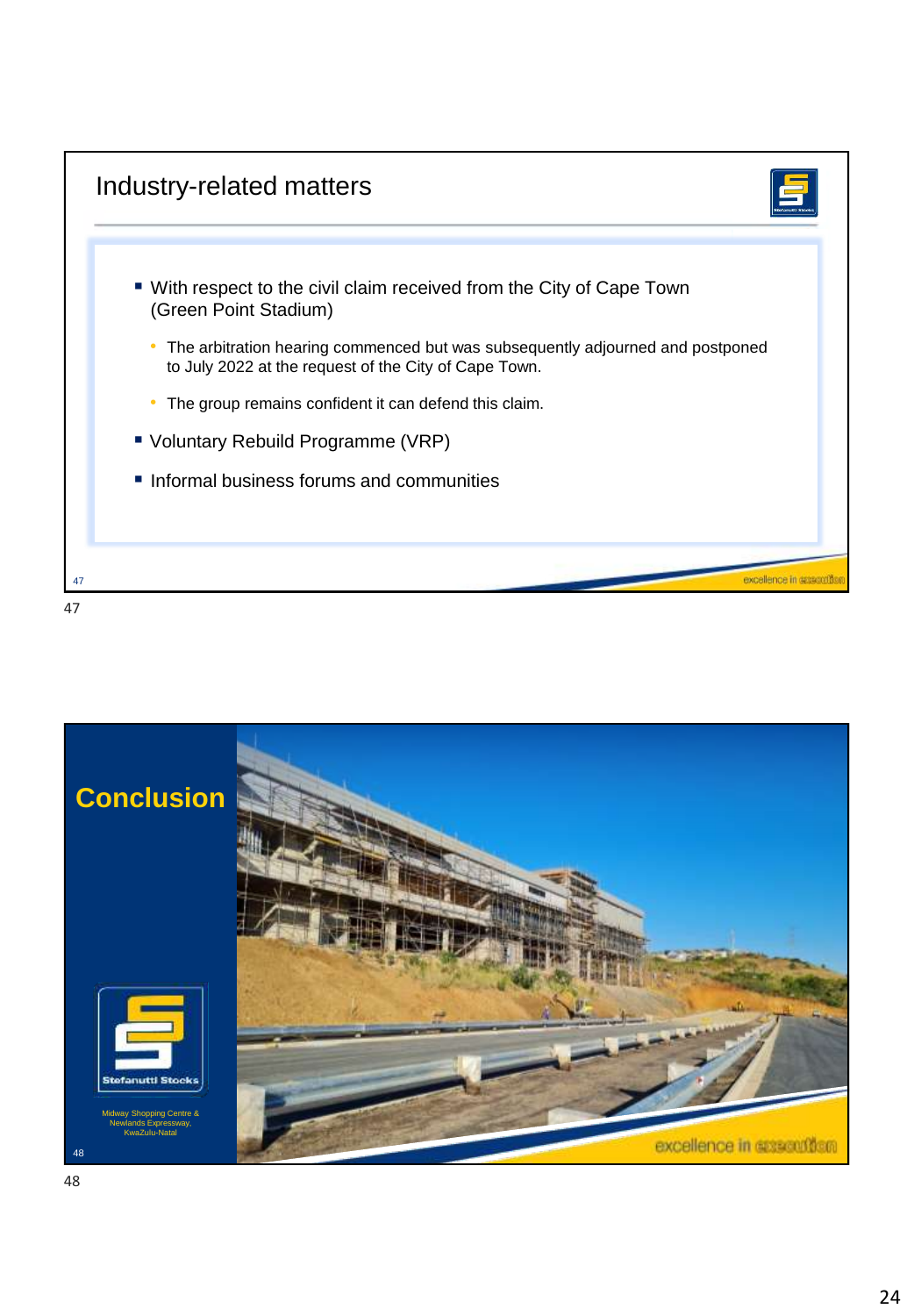## Industry-related matters

- With respect to the civil claim received from the City of Cape Town (Green Point Stadium)
  - The arbitration hearing commenced but was subsequently adjourned and postponed to July 2022 at the request of the City of Cape Town.
  - The group remains confident it can defend this claim.
- Voluntary Rebuild Programme (VRP)
- Informal business forums and communities

excellence in execution

## Conclusion

Stefanutti Stocks

Midway Shopping Centre & Newlands Expressway, KwaZulu-Natal

excellence in execution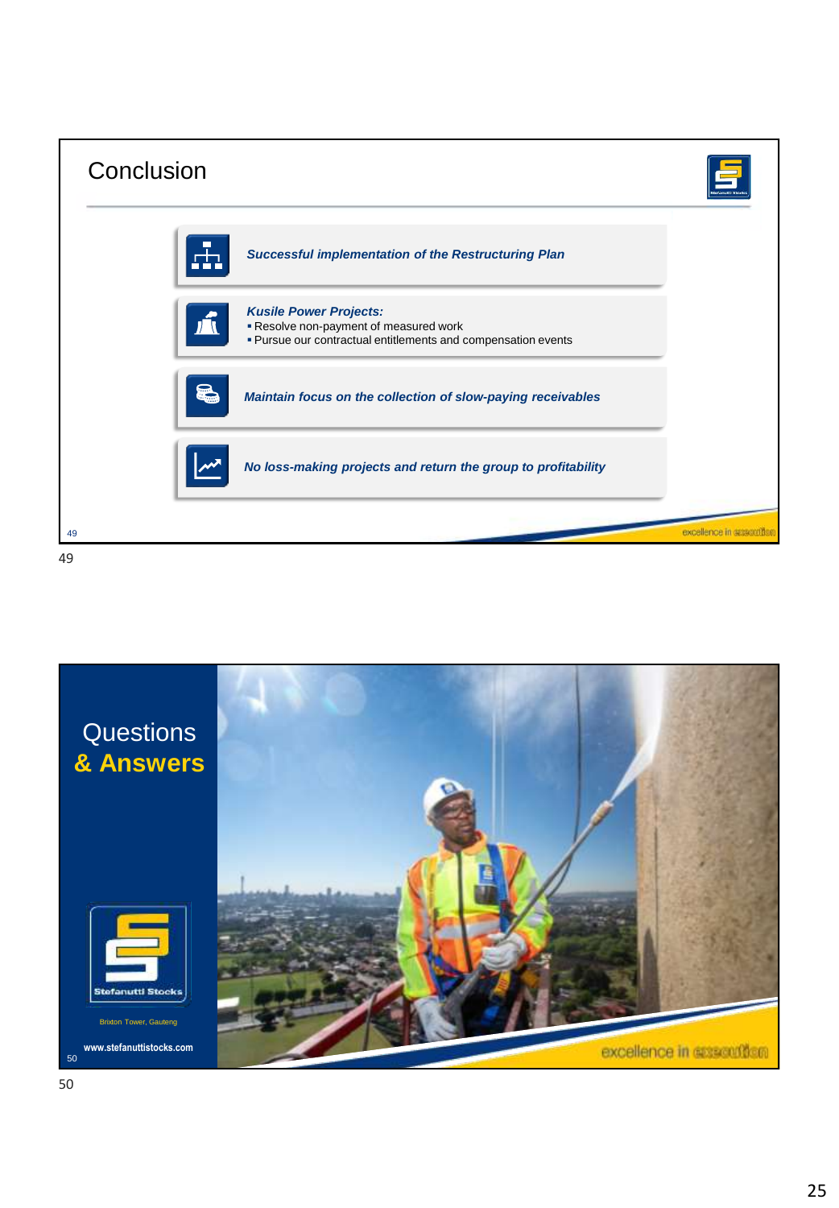## Conclusion

- ***Successful implementation of the Restructuring Plan***
- ***Kusile Power Projects:***
  - Resolve non-payment of measured work
  - Pursue our contractual entitlements and compensation events
- ***Maintain focus on the collection of slow-paying receivables***
- ***No loss-making projects and return the group to profitability***

excellence in execution

## Questions **& Answers**

Stefanutti Stocks

Brixton Tower, Gauteng

www.stefanuttistocks.com

excellence in execution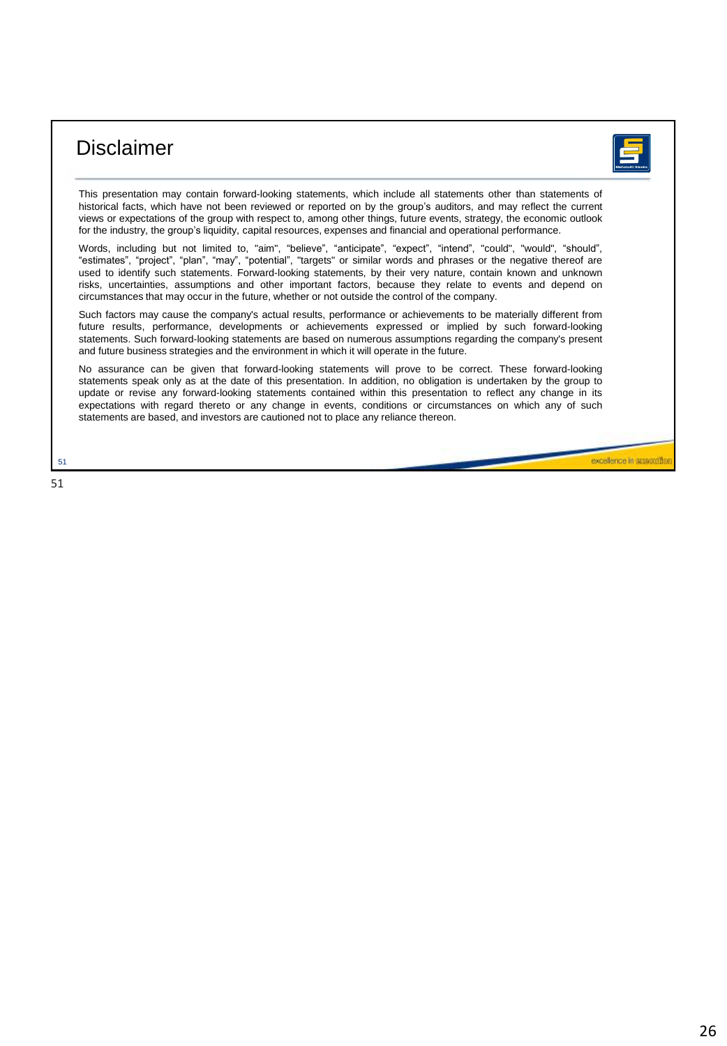# Disclaimer

This presentation may contain forward-looking statements, which include all statements other than statements of historical facts, which have not been reviewed or reported on by the group's auditors, and may reflect the current views or expectations of the group with respect to, among other things, future events, strategy, the economic outlook for the industry, the group's liquidity, capital resources, expenses and financial and operational performance.

Words, including but not limited to, "aim", "believe", "anticipate", "expect", "intend", "could", "would", "should", "estimates", "project", "plan", "may", "potential", "targets" or similar words and phrases or the negative thereof are used to identify such statements. Forward-looking statements, by their very nature, contain known and unknown risks, uncertainties, assumptions and other important factors, because they relate to events and depend on circumstances that may occur in the future, whether or not outside the control of the company.

Such factors may cause the company's actual results, performance or achievements to be materially different from future results, performance, developments or achievements expressed or implied by such forward-looking statements. Such forward-looking statements are based on numerous assumptions regarding the company's present and future business strategies and the environment in which it will operate in the future.

No assurance can be given that forward-looking statements will prove to be correct. These forward-looking statements speak only as at the date of this presentation. In addition, no obligation is undertaken by the group to update or revise any forward-looking statements contained within this presentation to reflect any change in its expectations with regard thereto or any change in events, conditions or circumstances on which any of such statements are based, and investors are cautioned not to place any reliance thereon.

excellence in execution